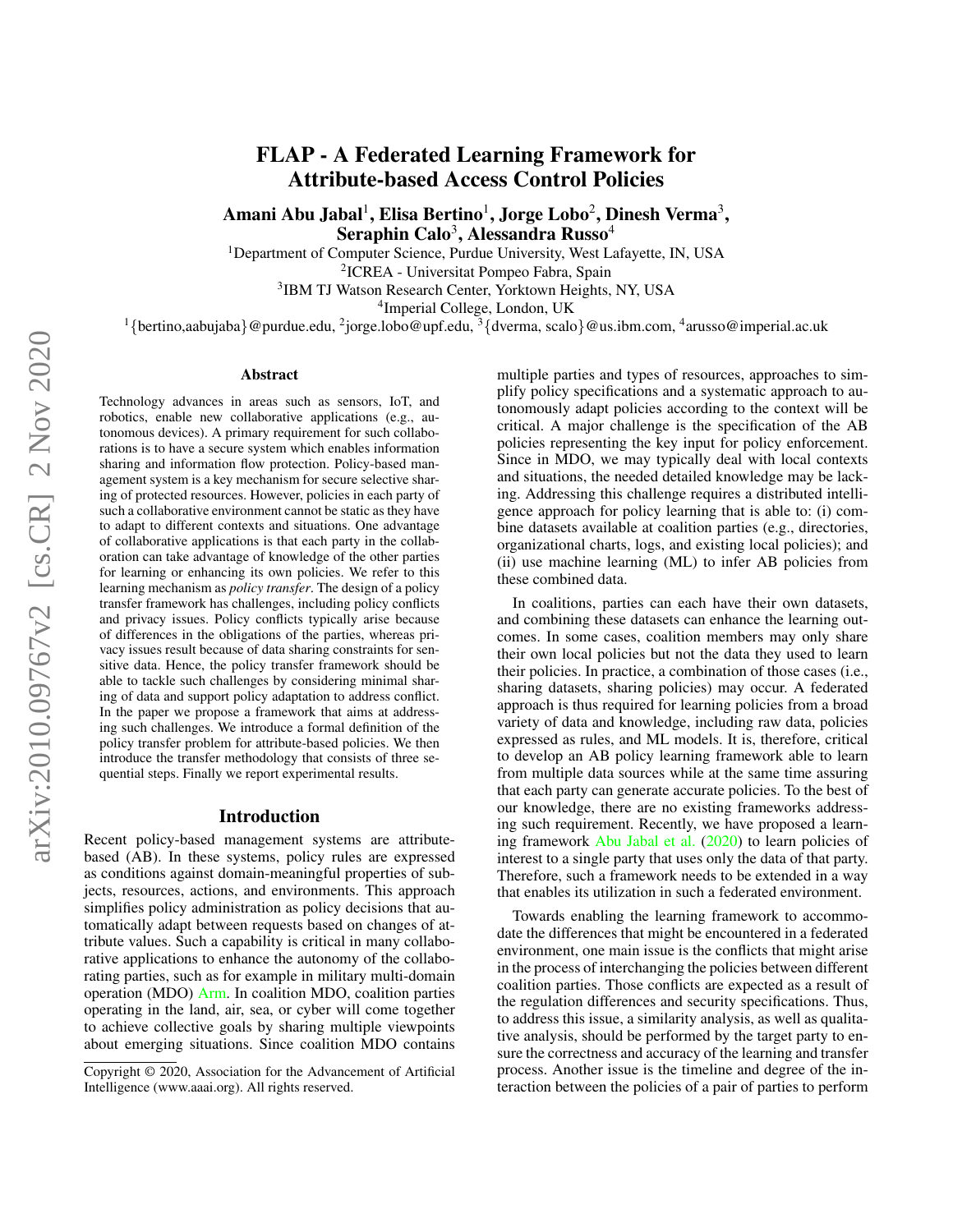# FLAP - A Federated Learning Framework for Attribute-based Access Control Policies

**Amani Abu Jabal[1], Elisa Bertino[1], Jorge Lobo[2], Dinesh Verma[3], Seraphin Calo[3], Alessandra Russo[4]**

[1]Department of Computer Science, Purdue University, West Lafayette, IN, USA
[2]ICREA - Universitat Pompeo Fabra, Spain
[3]IBM TJ Watson Research Center, Yorktown Heights, NY, USA
[4]Imperial College, London, UK

[1]{bertino,aabujaba}@purdue.edu, [2]jorge.lobo@upf.edu, [3]{dverma, scalo}@us.ibm.com, [4]arusso@imperial.ac.uk

## Abstract

Technology advances in areas such as sensors, IoT, and robotics, enable new collaborative applications (e.g., autonomous devices). A primary requirement for such collaborations is to have a secure system which enables information sharing and information flow protection. Policy-based management system is a key mechanism for secure selective sharing of protected resources. However, policies in each party of such a collaborative environment cannot be static as they have to adapt to different contexts and situations. One advantage of collaborative applications is that each party in the collaboration can take advantage of knowledge of the other parties for learning or enhancing its own policies. We refer to this learning mechanism as *policy transfer*. The design of a policy transfer framework has challenges, including policy conflicts and privacy issues. Policy conflicts typically arise because of differences in the obligations of the parties, whereas privacy issues result because of data sharing constraints for sensitive data. Hence, the policy transfer framework should be able to tackle such challenges by considering minimal sharing of data and support policy adaptation to address conflict. In the paper we propose a framework that aims at addressing such challenges. We introduce a formal definition of the policy transfer problem for attribute-based policies. We then introduce the transfer methodology that consists of three sequential steps. Finally we report experimental results.

## Introduction

Recent policy-based management systems are attribute-based (AB). In these systems, policy rules are expressed as conditions against domain-meaningful properties of subjects, resources, actions, and environments. This approach simplifies policy administration as policy decisions that automatically adapt between requests based on changes of attribute values. Such a capability is critical in many collaborative applications to enhance the autonomy of the collaborating parties, such as for example in military multi-domain operation (MDO) Arm. In coalition MDO, coalition parties operating in the land, air, sea, or cyber will come together to achieve collective goals by sharing multiple viewpoints about emerging situations. Since coalition MDO contains multiple parties and types of resources, approaches to simplify policy specifications and a systematic approach to autonomously adapt policies according to the context will be critical. A major challenge is the specification of the AB policies representing the key input for policy enforcement. Since in MDO, we may typically deal with local contexts and situations, the needed detailed knowledge may be lacking. Addressing this challenge requires a distributed intelligence approach for policy learning that is able to: (i) combine datasets available at coalition parties (e.g., directories, organizational charts, logs, and existing local policies); and (ii) use machine learning (ML) to infer AB policies from these combined data.

In coalitions, parties can each have their own datasets, and combining these datasets can enhance the learning outcomes. In some cases, coalition members may only share their own local policies but not the data they used to learn their policies. In practice, a combination of those cases (i.e., sharing datasets, sharing policies) may occur. A federated approach is thus required for learning policies from a broad variety of data and knowledge, including raw data, policies expressed as rules, and ML models. It is, therefore, critical to develop an AB policy learning framework able to learn from multiple data sources while at the same time assuring that each party can generate accurate policies. To the best of our knowledge, there are no existing frameworks addressing such requirement. Recently, we have proposed a learning framework Abu Jabal et al. (2020) to learn policies of interest to a single party that uses only the data of that party. Therefore, such a framework needs to be extended in a way that enables its utilization in such a federated environment.

Towards enabling the learning framework to accommodate the differences that might be encountered in a federated environment, one main issue is the conflicts that might arise in the process of interchanging the policies between different coalition parties. Those conflicts are expected as a result of the regulation differences and security specifications. Thus, to address this issue, a similarity analysis, as well as qualitative analysis, should be performed by the target party to ensure the correctness and accuracy of the learning and transfer process. Another issue is the timeline and degree of the interaction between the policies of a pair of parties to perform

Copyright © 2020, Association for the Advancement of Artificial Intelligence (www.aaai.org). All rights reserved.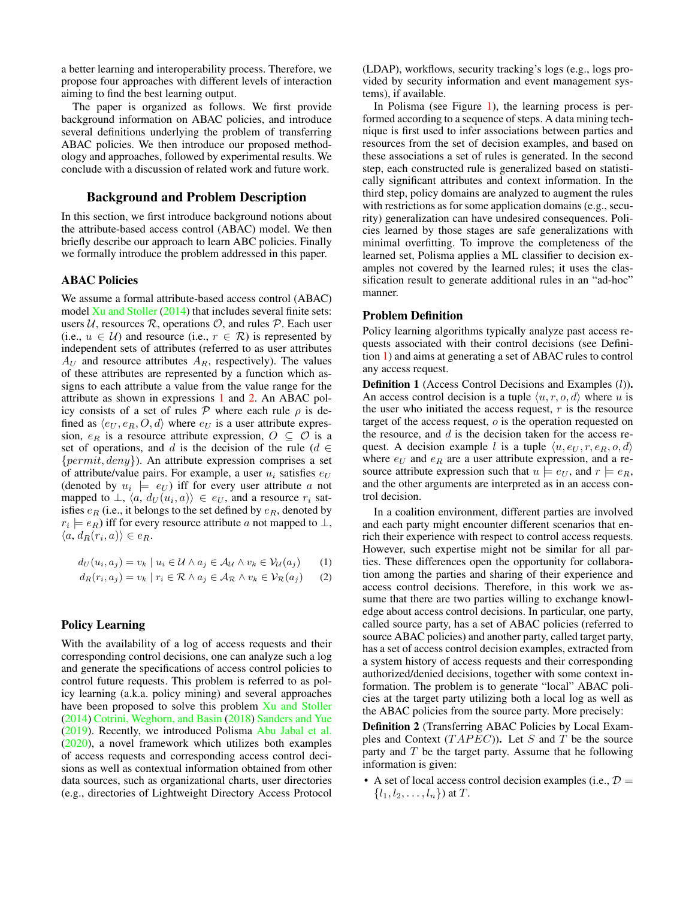a better learning and interoperability process. Therefore, we propose four approaches with different levels of interaction aiming to find the best learning output.

The paper is organized as follows. We first provide background information on ABAC policies, and introduce several definitions underlying the problem of transferring ABAC policies. We then introduce our proposed methodology and approaches, followed by experimental results. We conclude with a discussion of related work and future work.

## Background and Problem Description

In this section, we first introduce background notions about the attribute-based access control (ABAC) model. We then briefly describe our approach to learn ABC policies. Finally we formally introduce the problem addressed in this paper.

### ABAC Policies

We assume a formal attribute-based access control (ABAC) model Xu and Stoller (2014) that includes several finite sets: users $\mathcal{U}$, resources $\mathcal{R}$, operations $\mathcal{O}$, and rules $\mathcal{P}$. Each user (i.e., $u \in \mathcal{U}$) and resource (i.e., $r \in \mathcal{R}$) is represented by independent sets of attributes (referred to as user attributes $A_U$ and resource attributes $A_R$, respectively). The values of these attributes are represented by a function which assigns to each attribute a value from the value range for the attribute as shown in expressions 1 and 2. An ABAC policy consists of a set of rules $\mathcal{P}$ where each rule $\rho$ is defined as $\langle e_U, e_R, O, d\rangle$ where $e_U$ is a user attribute expression, $e_R$ is a resource attribute expression, $O \subseteq \mathcal{O}$ is a set of operations, and $d$ is the decision of the rule ($d \in \{permit, deny\}$). An attribute expression comprises a set of attribute/value pairs. For example, a user $u_i$ satisfies $e_U$ (denoted by $u_i \models e_U$) iff for every user attribute $a$ not mapped to $\perp$, $\langle a, d_U(u_i, a)\rangle \in e_U$, and a resource $r_i$ satisfies $e_R$ (i.e., it belongs to the set defined by $e_R$, denoted by $r_i \models e_R$) iff for every resource attribute $a$ not mapped to $\perp$, $\langle a, d_R(r_i, a)\rangle \in e_R$.

$$d_U(u_i, a_j) = v_k \mid u_i \in \mathcal{U} \wedge a_j \in \mathcal{A_U} \wedge v_k \in \mathcal{V_U}(a_j) \quad (1)$$

$$d_R(r_i, a_j) = v_k \mid r_i \in \mathcal{R} \wedge a_j \in \mathcal{A_R} \wedge v_k \in \mathcal{V_R}(a_j) \quad (2)$$

### Policy Learning

With the availability of a log of access requests and their corresponding control decisions, one can analyze such a log and generate the specifications of access control policies to control future requests. This problem is referred to as policy learning (a.k.a. policy mining) and several approaches have been proposed to solve this problem Xu and Stoller (2014) Cotrini, Weghorn, and Basin (2018) Sanders and Yue (2019). Recently, we introduced Polisma Abu Jabal et al. (2020), a novel framework which utilizes both examples of access requests and corresponding access control decisions as well as contextual information obtained from other data sources, such as organizational charts, user directories (e.g., directories of Lightweight Directory Access Protocol (LDAP), workflows, security tracking's logs (e.g., logs provided by security information and event management systems), if available.

In Polisma (see Figure 1), the learning process is performed according to a sequence of steps. A data mining technique is first used to infer associations between parties and resources from the set of decision examples, and based on these associations a set of rules is generated. In the second step, each constructed rule is generalized based on statistically significant attributes and context information. In the third step, policy domains are analyzed to augment the rules with restrictions as for some application domains (e.g., security) generalization can have undesired consequences. Policies learned by those stages are safe generalizations with minimal overfitting. To improve the completeness of the learned set, Polisma applies a ML classifier to decision examples not covered by the learned rules; it uses the classification result to generate additional rules in an "ad-hoc" manner.

### Problem Definition

Policy learning algorithms typically analyze past access requests associated with their control decisions (see Definition 1) and aims at generating a set of ABAC rules to control any access request.

**Definition 1** (Access Control Decisions and Examples ($l$)). An access control decision is a tuple $\langle u, r, o, d\rangle$ where $u$ is the user who initiated the access request, $r$ is the resource target of the access request, $o$ is the operation requested on the resource, and $d$ is the decision taken for the access request. A decision example $l$ is a tuple $\langle u, e_U, r, e_R, o, d\rangle$ where $e_U$ and $e_R$ are a user attribute expression, and a resource attribute expression such that $u \models e_U$, and $r \models e_R$, and the other arguments are interpreted as in an access control decision.

In a coalition environment, different parties are involved and each party might encounter different scenarios that enrich their experience with respect to control access requests. However, such expertise might not be similar for all parties. These differences open the opportunity for collaboration among the parties and sharing of their experience and access control decisions. Therefore, in this work we assume that there are two parties willing to exchange knowledge about access control decisions. In particular, one party, called source party, has a set of ABAC policies (referred to source ABAC policies) and another party, called target party, has a set of access control decision examples, extracted from a system history of access requests and their corresponding authorized/denied decisions, together with some context information. The problem is to generate "local" ABAC policies at the target party utilizing both a local log as well as the ABAC policies from the source party. More precisely:

**Definition 2** (Transferring ABAC Policies by Local Examples and Context ($TAPEC$)). Let $S$ and $T$ be the source party and $T$ be the target party. Assume that he following information is given:

- A set of local access control decision examples (i.e., $\mathcal{D} = \{l_1, l_2, \ldots, l_n\}$) at $T$.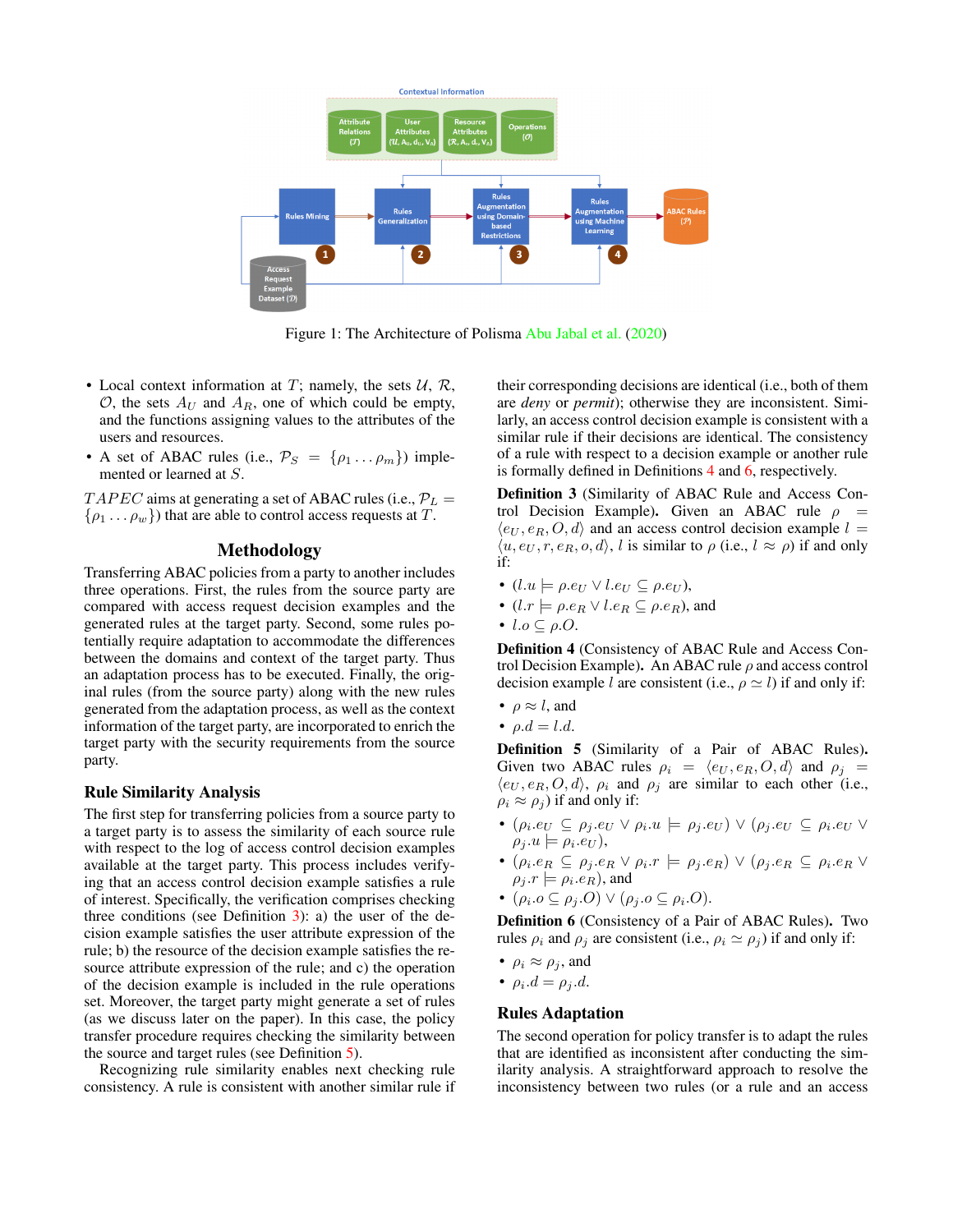Figure 1: The Architecture of Polisma Abu Jabal et al. (2020)

- Local context information at $T$; namely, the sets $\mathcal{U}$, $\mathcal{R}$, $\mathcal{O}$, the sets $A_U$ and $A_R$, one of which could be empty, and the functions assigning values to the attributes of the users and resources.
- A set of ABAC rules (i.e., $\mathcal{P}_S = \{\rho_1 \ldots \rho_m\}$) implemented or learned at $S$.

$TAPEC$ aims at generating a set of ABAC rules (i.e., $\mathcal{P}_L = \{\rho_1 \ldots \rho_w\}$) that are able to control access requests at $T$.

## Methodology

Transferring ABAC policies from a party to another includes three operations. First, the rules from the source party are compared with access request decision examples and the generated rules at the target party. Second, some rules potentially require adaptation to accommodate the differences between the domains and context of the target party. Thus an adaptation process has to be executed. Finally, the original rules (from the source party) along with the new rules generated from the adaptation process, as well as the context information of the target party, are incorporated to enrich the target party with the security requirements from the source party.

### Rule Similarity Analysis

The first step for transferring policies from a source party to a target party is to assess the similarity of each source rule with respect to the log of access control decision examples available at the target party. This process includes verifying that an access control decision example satisfies a rule of interest. Specifically, the verification comprises checking three conditions (see Definition 3): a) the user of the decision example satisfies the user attribute expression of the rule; b) the resource of the decision example satisfies the resource attribute expression of the rule; and c) the operation of the decision example is included in the rule operations set. Moreover, the target party might generate a set of rules (as we discuss later on the paper). In this case, the policy transfer procedure requires checking the similarity between the source and target rules (see Definition 5).

Recognizing rule similarity enables next checking rule consistency. A rule is consistent with another similar rule if their corresponding decisions are identical (i.e., both of them are *deny* or *permit*); otherwise they are inconsistent. Similarly, an access control decision example is consistent with a similar rule if their decisions are identical. The consistency of a rule with respect to a decision example or another rule is formally defined in Definitions 4 and 6, respectively.

**Definition 3** (Similarity of ABAC Rule and Access Control Decision Example)**.** Given an ABAC rule $\rho = \langle e_U, e_R, O, d\rangle$ and an access control decision example $l = \langle u, e_U, r, e_R, o, d\rangle$, $l$ is similar to $\rho$ (i.e., $l \approx \rho$) if and only if:

- $(l.u \models \rho.e_U \vee l.e_U \subseteq \rho.e_U)$,
- $(l.r \models \rho.e_R \vee l.e_R \subseteq \rho.e_R)$, and
- $l.o \subseteq \rho.O$.

**Definition 4** (Consistency of ABAC Rule and Access Control Decision Example)**.** An ABAC rule $\rho$ and access control decision example $l$ are consistent (i.e., $\rho \simeq l$) if and only if:

- $\rho \approx l$, and
- $\rho.d = l.d$.

**Definition 5** (Similarity of a Pair of ABAC Rules)**.** Given two ABAC rules $\rho_i = \langle e_U, e_R, O, d\rangle$ and $\rho_j = \langle e_U, e_R, O, d\rangle$, $\rho_i$ and $\rho_j$ are similar to each other (i.e., $\rho_i \approx \rho_j$) if and only if:

- $(\rho_i.e_U \subseteq \rho_j.e_U \vee \rho_i.u \models \rho_j.e_U) \vee (\rho_j.e_U \subseteq \rho_i.e_U \vee \rho_j.u \models \rho_i.e_U)$,
- $(\rho_i.e_R \subseteq \rho_j.e_R \vee \rho_i.r \models \rho_j.e_R) \vee (\rho_j.e_R \subseteq \rho_i.e_R \vee \rho_j.r \models \rho_i.e_R)$, and
- $(\rho_i.o \subseteq \rho_j.O) \vee (\rho_j.o \subseteq \rho_i.O)$.

**Definition 6** (Consistency of a Pair of ABAC Rules)**.** Two rules $\rho_i$ and $\rho_j$ are consistent (i.e., $\rho_i \simeq \rho_j$) if and only if:

- $\rho_i \approx \rho_j$, and
- $\rho_i.d = \rho_j.d$.

### Rules Adaptation

The second operation for policy transfer is to adapt the rules that are identified as inconsistent after conducting the similarity analysis. A straightforward approach to resolve the inconsistency between two rules (or a rule and an access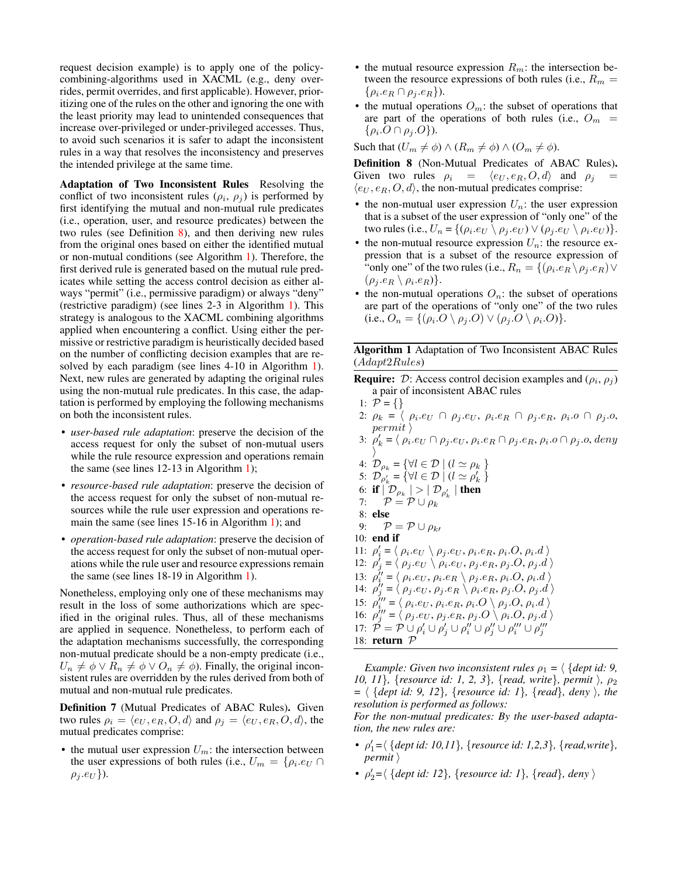request decision example) is to apply one of the policy-combining-algorithms used in XACML (e.g., deny overrides, permit overrides, and first applicable). However, prioritizing one of the rules on the other and ignoring the one with the least priority may lead to unintended consequences that increase over-privileged or under-privileged accesses. Thus, to avoid such scenarios it is safer to adapt the inconsistent rules in a way that resolves the inconsistency and preserves the intended privilege at the same time.

**Adaptation of Two Inconsistent Rules** Resolving the conflict of two inconsistent rules ($\rho_i$, $\rho_j$) is performed by first identifying the mutual and non-mutual rule predicates (i.e., operation, user, and resource predicates) between the two rules (see Definition 8), and then deriving new rules from the original ones based on either the identified mutual or non-mutual conditions (see Algorithm 1). Therefore, the first derived rule is generated based on the mutual rule predicates while setting the access control decision as either always "permit" (i.e., permissive paradigm) or always "deny" (restrictive paradigm) (see lines 2-3 in Algorithm 1). This strategy is analogous to the XACML combining algorithms applied when encountering a conflict. Using either the permissive or restrictive paradigm is heuristically decided based on the number of conflicting decision examples that are resolved by each paradigm (see lines 4-10 in Algorithm 1). Next, new rules are generated by adapting the original rules using the non-mutual rule predicates. In this case, the adaptation is performed by employing the following mechanisms on both the inconsistent rules.

- *user-based rule adaptation*: preserve the decision of the access request for only the subset of non-mutual users while the rule resource expression and operations remain the same (see lines 12-13 in Algorithm 1);
- *resource-based rule adaptation*: preserve the decision of the access request for only the subset of non-mutual resources while the rule user expression and operations remain the same (see lines 15-16 in Algorithm 1); and
- *operation-based rule adaptation*: preserve the decision of the access request for only the subset of non-mutual operations while the rule user and resource expressions remain the same (see lines 18-19 in Algorithm 1).

Nonetheless, employing only one of these mechanisms may result in the loss of some authorizations which are specified in the original rules. Thus, all of these mechanisms are applied in sequence. Nonetheless, to perform each of the adaptation mechanisms successfully, the corresponding non-mutual predicate should be a non-empty predicate (i.e., $U_n \neq \phi \vee R_n \neq \phi \vee O_n \neq \phi$). Finally, the original inconsistent rules are overridden by the rules derived from both of mutual and non-mutual rule predicates.

**Definition 7** (Mutual Predicates of ABAC Rules)**.** Given two rules $\rho_i = \langle e_U, e_R, O, d\rangle$ and $\rho_j = \langle e_U, e_R, O, d\rangle$, the mutual predicates comprise:

- the mutual user expression $U_m$: the intersection between the user expressions of both rules (i.e., $U_m = \{\rho_i.e_U \cap \rho_j.e_U\}$).
- the mutual resource expression $R_m$: the intersection between the resource expressions of both rules (i.e., $R_m = \{\rho_i.e_R \cap \rho_j.e_R\}$).
- the mutual operations $O_m$: the subset of operations that are part of the operations of both rules (i.e., $O_m = \{\rho_i.O \cap \rho_j.O\}$).

Such that $(U_m \neq \phi) \wedge (R_m \neq \phi) \wedge (O_m \neq \phi)$.

**Definition 8** (Non-Mutual Predicates of ABAC Rules)**.** Given two rules $\rho_i = \langle e_U, e_R, O, d\rangle$ and $\rho_j = \langle e_U, e_R, O, d\rangle$, the non-mutual predicates comprise:

- the non-mutual user expression $U_n$: the user expression that is a subset of the user expression of "only one" of the two rules (i.e., $U_n = \{(\rho_i.e_U \setminus \rho_j.e_U) \vee (\rho_j.e_U \setminus \rho_i.e_U)\}$.
- the non-mutual resource expression $U_n$: the resource expression that is a subset of the resource expression of "only one" of the two rules (i.e., $R_n = \{(\rho_i.e_R \setminus \rho_j.e_R) \vee (\rho_j.e_R \setminus \rho_i.e_R)\}$.
- the non-mutual operations $O_n$: the subset of operations are part of the operations of "only one" of the two rules (i.e., $O_n = \{(\rho_i.O \setminus \rho_j.O) \vee (\rho_j.O \setminus \rho_i.O)\}$.

**Algorithm 1** Adaptation of Two Inconsistent ABAC Rules ($Adapt2Rules$)

**Require:** $\mathcal{D}$: Access control decision examples and ($\rho_i$, $\rho_j$) a pair of inconsistent ABAC rules

1: $\mathcal{P} = \{\}$
2: $\rho_k = \langle\ \rho_i.e_U \cap \rho_j.e_U,\ \rho_i.e_R \cap \rho_j.e_R,\ \rho_i.o \cap \rho_j.o,\ permit\ \rangle$
3: $\rho'_k = \langle\ \rho_i.e_U \cap \rho_j.e_U, \rho_i.e_R \cap \rho_j.e_R, \rho_i.o \cap \rho_j.o, deny\ \rangle$
4: $\mathcal{D}_{\rho_k} = \{\forall l \in \mathcal{D} \mid (l \simeq \rho_k\ \}$
5: $\mathcal{D}_{\rho'_k} = \{\forall l \in \mathcal{D} \mid (l \simeq \rho'_k\ \}$
6: **if** $\mid \mathcal{D}_{\rho_k} \mid > \mid \mathcal{D}_{\rho'_k} \mid$ **then**
7: $\quad \mathcal{P} = \mathcal{P} \cup \rho_k$
8: **else**
9: $\quad \mathcal{P} = \mathcal{P} \cup \rho_{k'}$
10: **end if**
11: $\rho'_i = \langle\ \rho_i.e_U \setminus \rho_j.e_U,\ \rho_i.e_R,\ \rho_i.O,\ \rho_i.d\ \rangle$
12: $\rho'_j = \langle\ \rho_j.e_U \setminus \rho_i.e_U,\ \rho_j.e_R,\ \rho_j.O,\ \rho_j.d\ \rangle$
13: $\rho''_i = \langle\ \rho_i.e_U,\ \rho_i.e_R \setminus \rho_j.e_R,\ \rho_i.O,\ \rho_i.d\ \rangle$
14: $\rho''_j = \langle\ \rho_j.e_U,\ \rho_j.e_R \setminus \rho_i.e_R,\ \rho_j.O,\ \rho_j.d\ \rangle$
15: $\rho'''_i = \langle\ \rho_i.e_U,\ \rho_i.e_R,\ \rho_i.O \setminus \rho_j.O,\ \rho_i.d\ \rangle$
16: $\rho'''_j = \langle\ \rho_j.e_U,\ \rho_j.e_R,\ \rho_j.O \setminus \rho_i.O,\ \rho_j.d\ \rangle$
17: $\mathcal{P} = \mathcal{P} \cup \rho'_i \cup \rho'_j \cup \rho''_i \cup \rho''_j \cup \rho'''_i \cup \rho'''_j$
18: **return** $\mathcal{P}$

*Example: Given two inconsistent rules $\rho_1$ = ⟨ {dept id: 9, 10, 11}, {resource id: 1, 2, 3}, {read, write}, permit ⟩, $\rho_2$ = ⟨ {dept id: 9, 12}, {resource id: 1}, {read}, deny ⟩, the resolution is performed as follows:*
*For the non-mutual predicates: By the user-based adaptation, the new rules are:*

- *$\rho'_1$=⟨ {dept id: 10,11}, {resource id: 1,2,3}, {read,write}, permit ⟩*
- *$\rho'_2$=⟨ {dept id: 12}, {resource id: 1}, {read}, deny ⟩*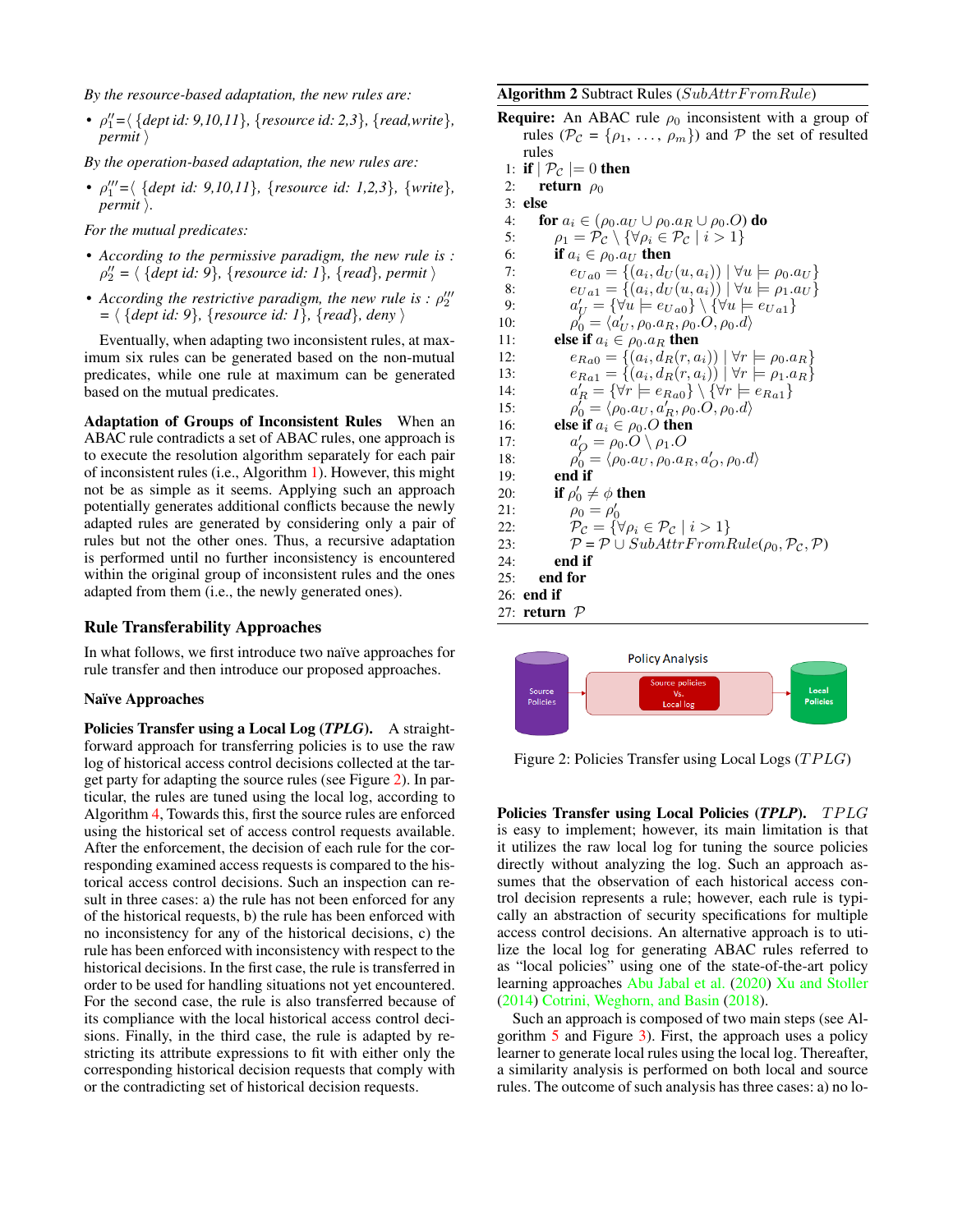*By the resource-based adaptation, the new rules are:*

- $\rho_1''$=⟨ {*dept id: 9,10,11*}, {*resource id: 2,3*}, {*read,write*}, *permit* ⟩

*By the operation-based adaptation, the new rules are:*

- $\rho_1'''$=⟨ {*dept id: 9,10,11*}, {*resource id: 1,2,3*}, {*write*}, *permit* ⟩.

*For the mutual predicates:*

- *According to the permissive paradigm, the new rule is :* $\rho_2''$ = ⟨ {*dept id: 9*}, {*resource id: 1*}, {*read*}, *permit* ⟩
- *According the restrictive paradigm, the new rule is :* $\rho_2'''$ = ⟨ {*dept id: 9*}, {*resource id: 1*}, {*read*}, *deny* ⟩

Eventually, when adapting two inconsistent rules, at maximum six rules can be generated based on the non-mutual predicates, while one rule at maximum can be generated based on the mutual predicates.

**Adaptation of Groups of Inconsistent Rules** When an ABAC rule contradicts a set of ABAC rules, one approach is to execute the resolution algorithm separately for each pair of inconsistent rules (i.e., Algorithm 1). However, this might not be as simple as it seems. Applying such an approach potentially generates additional conflicts because the newly adapted rules are generated by considering only a pair of rules but not the other ones. Thus, a recursive adaptation is performed until no further inconsistency is encountered within the original group of inconsistent rules and the ones adapted from them (i.e., the newly generated ones).

**Algorithm 2** Subtract Rules ($SubAttrFromRule$)

**Require:** An ABAC rule $\rho_0$ inconsistent with a group of rules ($\mathcal{P}_\mathcal{C} = \{\rho_1, \ldots, \rho_m\}$) and $\mathcal{P}$ the set of resulted rules

```
1:  if | P_C | = 0 then
2:      return ρ0
3:  else
4:      for a_i ∈ (ρ0.a_U ∪ ρ0.a_R ∪ ρ0.O) do
5:          ρ1 = P_C \ {∀ρ_i ∈ P_C | i > 1}
6:          if a_i ∈ ρ0.a_U then
7:              e_U0 = {(a_i, d_U(u, a_i)) | ∀u ⊨ ρ0.a_U}
8:              e_U1 = {(a_i, d_U(u, a_i)) | ∀u ⊨ ρ1.a_U}
9:              a'_U = {∀u ⊨ e_U0} \ {∀u ⊨ e_U1}
10:             ρ'0 = ⟨a'_U, ρ0.a_R, ρ0.O, ρ0.d⟩
11:         else if a_i ∈ ρ0.a_R then
12:             e_R0 = {(a_i, d_R(r, a_i)) | ∀r ⊨ ρ0.a_R}
13:             e_R1 = {(a_i, d_R(r, a_i)) | ∀r ⊨ ρ1.a_R}
14:             a'_R = {∀r ⊨ e_R0} \ {∀r ⊨ e_R1}
15:             ρ'0 = ⟨ρ0.a_U, a'_R, ρ0.O, ρ0.d⟩
16:         else if a_i ∈ ρ0.O then
17:             a'_O = ρ0.O \ ρ1.O
18:             ρ'0 = ⟨ρ0.a_U, ρ0.a_R, a'_O, ρ0.d⟩
19:         end if
20:         if ρ'0 ≠ φ then
21:             ρ0 = ρ'0
22:             P_C = {∀ρ_i ∈ P_C | i > 1}
23:             P = P ∪ SubAttrFromRule(ρ0, P_C, P)
24:         end if
25:     end for
26: end if
27: return P
```

## Rule Transferability Approaches

In what follows, we first introduce two naïve approaches for rule transfer and then introduce our proposed approaches.

### Naïve Approaches

**Policies Transfer using a Local Log (*TPLG*).** A straightforward approach for transferring policies is to use the raw log of historical access control decisions collected at the target party for adapting the source rules (see Figure 2). In particular, the rules are tuned using the local log, according to Algorithm 4, Towards this, first the source rules are enforced using the historical set of access control requests available. After the enforcement, the decision of each rule for the corresponding examined access requests is compared to the historical access control decisions. Such an inspection can result in three cases: a) the rule has not been enforced for any of the historical requests, b) the rule has been enforced with no inconsistency for any of the historical decisions, c) the rule has been enforced with inconsistency with respect to the historical decisions. In the first case, the rule is transferred in order to be used for handling situations not yet encountered. For the second case, the rule is also transferred because of its compliance with the local historical access control decisions. Finally, in the third case, the rule is adapted by restricting its attribute expressions to fit with either only the corresponding historical decision requests that comply with or the contradicting set of historical decision requests.

Policy Analysis

Source Policies → Source policies Vs. Local log → Local Policies

Figure 2: Policies Transfer using Local Logs ($TPLG$)

**Policies Transfer using Local Policies (*TPLP*).** $TPLG$ is easy to implement; however, its main limitation is that it utilizes the raw local log for tuning the source policies directly without analyzing the log. Such an approach assumes that the observation of each historical access control decision represents a rule; however, each rule is typically an abstraction of security specifications for multiple access control decisions. An alternative approach is to utilize the local log for generating ABAC rules referred to as "local policies" using one of the state-of-the-art policy learning approaches Abu Jabal et al. (2020) Xu and Stoller (2014) Cotrini, Weghorn, and Basin (2018).

Such an approach is composed of two main steps (see Algorithm 5 and Figure 3). First, the approach uses a policy learner to generate local rules using the local log. Thereafter, a similarity analysis is performed on both local and source rules. The outcome of such analysis has three cases: a) no lo-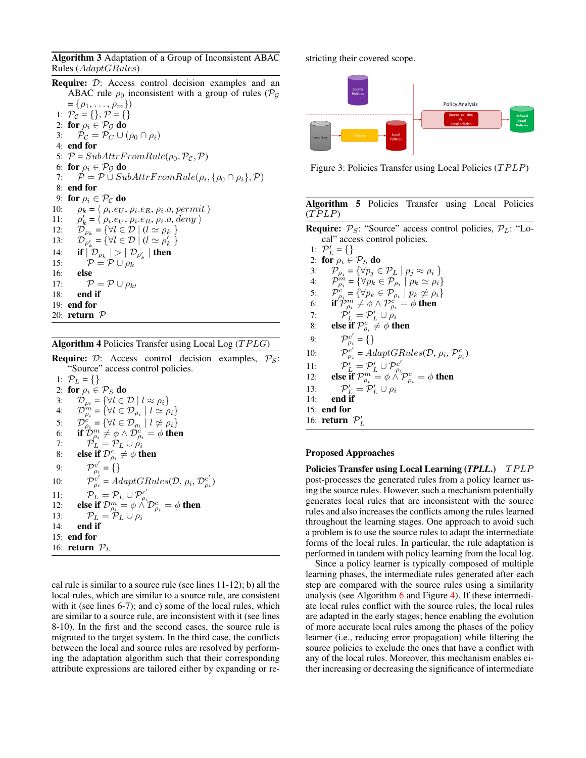**Algorithm 3** Adaptation of a Group of Inconsistent ABAC Rules ($AdaptGRules$)

**Require:** $\mathcal{D}$: Access control decision examples and an ABAC rule $\rho_0$ inconsistent with a group of rules ($\mathcal{P}_{\mathcal{G}} = \{\rho_1, \ldots, \rho_m\}$)

```
1:  P_C = {}, P = {}
2:  for ρ_i ∈ P_G do
3:      P_C = P_C ∪ (ρ_0 ∩ ρ_i)
4:  end for
5:  P = SubAttrFromRule(ρ_0, P_C, P)
6:  for ρ_i ∈ P_G do
7:      P = P ∪ SubAttrFromRule(ρ_i, {ρ_0 ∩ ρ_i}, P)
8:  end for
9:  for ρ_i ∈ P_C do
10:     ρ_k = ⟨ ρ_i.e_U, ρ_i.e_R, ρ_i.o, permit ⟩
11:     ρ'_k = ⟨ ρ_i.e_U, ρ_i.e_R, ρ_i.o, deny ⟩
12:     D_{ρ_k} = {∀l ∈ D | (l ≃ ρ_k }
13:     D_{ρ'_k} = {∀l ∈ D | (l ≃ ρ'_k }
14:     if | D_{ρ_k} | > | D_{ρ'_k} | then
15:         P = P ∪ ρ_k
16:     else
17:         P = P ∪ ρ_{k'}
18:     end if
19: end for
20: return P
```

**Algorithm 4** Policies Transfer using Local Log ($TPLG$)

**Require:** $\mathcal{D}$: Access control decision examples, $\mathcal{P}_S$: "Source" access control policies.

```
1:  P_L = {}
2:  for ρ_i ∈ P_S do
3:      D_{ρ_i} = {∀l ∈ D | l ≈ ρ_i}
4:      D^m_{ρ_i} = {∀l ∈ D_{ρ_i} | l ≃ ρ_i}
5:      D^c_{ρ_i} = {∀l ∈ D_{ρ_i} | l ≄ ρ_i}
6:      if D^m_{ρ_i} ≠ φ ∧ D^c_{ρ_i} = φ then
7:          P_L = P_L ∪ ρ_i
8:      else if D^c_{ρ_i} ≠ φ then
9:          P^{c'}_{ρ_i} = {}
10:         P^{c'}_{ρ_i} = AdaptGRules(D, ρ_i, D^{c'}_{ρ_i})
11:         P_L = P_L ∪ P^{c'}_{ρ_i}
12:     else if D^m_{ρ_i} = φ ∧ D^c_{ρ_i} = φ then
13:         P_L = P_L ∪ ρ_i
14:     end if
15: end for
16: return P_L
```

cal rule is similar to a source rule (see lines 11-12); b) all the local rules, which are similar to a source rule, are consistent with it (see lines 6-7); and c) some of the local rules, which are similar to a source rule, are inconsistent with it (see lines 8-10). In the first and the second cases, the source rule is migrated to the target system. In the third case, the conflicts between the local and source rules are resolved by performing the adaptation algorithm such that their corresponding attribute expressions are tailored either by expanding or restricting their covered scope.

Figure 3: Policies Transfer using Local Policies ($TPLP$)

**Algorithm 5** Policies Transfer using Local Policies ($TPLP$)

**Require:** $\mathcal{P}_S$: "Source" access control policies, $\mathcal{P}_L$: "Local" access control policies.

```
1:  P'_L = {}
2:  for ρ_i ∈ P_S do
3:      P_{ρ_i} = {∀p_j ∈ P_L | p_j ≈ ρ_i }
4:      P^m_{ρ_i} = {∀p_k ∈ P_{ρ_i} | p_k ≃ ρ_i}
5:      P^c_{ρ_i} = {∀p_k ∈ P_{ρ_i} | p_k ≄ ρ_i}
6:      if P^m_{ρ_i} ≠ φ ∧ P^c_{ρ_i} = φ then
7:          P'_L = P'_L ∪ ρ_i
8:      else if P^c_{ρ_i} ≠ φ then
9:          P^{c'}_{ρ_i} = {}
10:         P^{c'}_{ρ_i} = AdaptGRules(D, ρ_i, P^c_{ρ_i})
11:         P'_L = P'_L ∪ P^{c'}_{ρ_i}
12:     else if P^m_{ρ_i} = φ ∧ P^c_{ρ_i} = φ then
13:         P'_L = P'_L ∪ ρ_i
14:     end if
15: end for
16: return P'_L
```

### Proposed Approaches

**Policies Transfer using Local Learning (*TPLL*.)** $TPLP$ post-processes the generated rules from a policy learner using the source rules. However, such a mechanism potentially generates local rules that are inconsistent with the source rules and also increases the conflicts among the rules learned throughout the learning stages. One approach to avoid such a problem is to use the source rules to adapt the intermediate forms of the local rules. In particular, the rule adaptation is performed in tandem with policy learning from the local log.

Since a policy learner is typically composed of multiple learning phases, the intermediate rules generated after each step are compared with the source rules using a similarity analysis (see Algorithm 6 and Figure 4). If these intermediate local rules conflict with the source rules, the local rules are adapted in the early stages; hence enabling the evolution of more accurate local rules among the phases of the policy learner (i.e., reducing error propagation) while filtering the source policies to exclude the ones that have a conflict with any of the local rules. Moreover, this mechanism enables either increasing or decreasing the significance of intermediate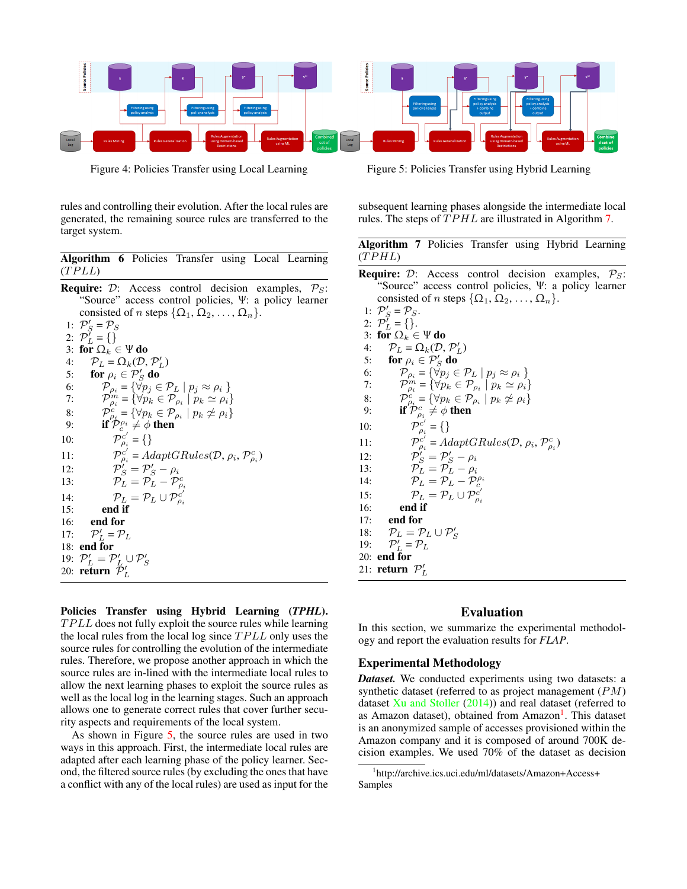Figure 4: Policies Transfer using Local Learning

Figure 5: Policies Transfer using Hybrid Learning

rules and controlling their evolution. After the local rules are generated, the remaining source rules are transferred to the target system.

**Algorithm 6** Policies Transfer using Local Learning ($TPLL$)

**Require:** $\mathcal{D}$: Access control decision examples, $\mathcal{P}_S$: "Source" access control policies, $\Psi$: a policy learner consisted of $n$ steps $\{\Omega_1, \Omega_2, \ldots, \Omega_n\}$.

1: $\mathcal{P}_S' = \mathcal{P}_S$
2: $\mathcal{P}_L' = \{\}$
3: **for** $\Omega_k \in \Psi$ **do**
4: $\quad \mathcal{P}_L = \Omega_k(\mathcal{D}, \mathcal{P}_L')$
5: $\quad$ **for** $\rho_i \in \mathcal{P}_S'$ **do**
6: $\quad\quad \mathcal{P}_{\rho_i} = \{\forall p_j \in \mathcal{P}_L \mid p_j \approx \rho_i\}$
7: $\quad\quad \mathcal{P}_{\rho_i}^m = \{\forall p_k \in \mathcal{P}_{\rho_i} \mid p_k \simeq \rho_i\}$
8: $\quad\quad \mathcal{P}_{\rho_i}^c = \{\forall p_k \in \mathcal{P}_{\rho_i} \mid p_k \not\simeq \rho_i\}$
9: $\quad\quad$ **if** $\mathcal{P}_c^{\rho_i} \neq \phi$ **then**
10: $\quad\quad\quad \mathcal{P}_{\rho_i}^{c'} = \{\}$
11: $\quad\quad\quad \mathcal{P}_{\rho_i}^{c'} = AdaptGRules(\mathcal{D}, \rho_i, \mathcal{P}_{\rho_i}^c)$
12: $\quad\quad\quad \mathcal{P}_S' = \mathcal{P}_S' - \rho_i$
13: $\quad\quad\quad \mathcal{P}_L = \mathcal{P}_L - \mathcal{P}_{\rho_i}^c$
14: $\quad\quad\quad \mathcal{P}_L = \mathcal{P}_L \cup \mathcal{P}_{\rho_i}^{c'}$
15: $\quad\quad$ **end if**
16: $\quad$ **end for**
17: $\quad \mathcal{P}_L' = \mathcal{P}_L$
18: **end for**
19: $\mathcal{P}_L' = \mathcal{P}_L' \cup \mathcal{P}_S'$
20: **return** $\mathcal{P}_L'$

**Policies Transfer using Hybrid Learning (*TPHL*).** $TPLL$ does not fully exploit the source rules while learning the local rules from the local log since $TPLL$ only uses the source rules for controlling the evolution of the intermediate rules. Therefore, we propose another approach in which the source rules are in-lined with the intermediate local rules to allow the next learning phases to exploit the source rules as well as the local log in the learning stages. Such an approach allows one to generate correct rules that cover further security aspects and requirements of the local system.

As shown in Figure 5, the source rules are used in two ways in this approach. First, the intermediate local rules are adapted after each learning phase of the policy learner. Second, the filtered source rules (by excluding the ones that have a conflict with any of the local rules) are used as input for the subsequent learning phases alongside the intermediate local rules. The steps of $TPHL$ are illustrated in Algorithm 7.

**Algorithm 7** Policies Transfer using Hybrid Learning ($TPHL$)

**Require:** $\mathcal{D}$: Access control decision examples, $\mathcal{P}_S$: "Source" access control policies, $\Psi$: a policy learner consisted of $n$ steps $\{\Omega_1, \Omega_2, \ldots, \Omega_n\}$.

1: $\mathcal{P}_S' = \mathcal{P}_S$.
2: $\mathcal{P}_L' = \{\}$.
3: **for** $\Omega_k \in \Psi$ **do**
4: $\quad \mathcal{P}_L = \Omega_k(\mathcal{D}, \mathcal{P}_L')$
5: $\quad$ **for** $\rho_i \in \mathcal{P}_S'$ **do**
6: $\quad\quad \mathcal{P}_{\rho_i} = \{\forall p_j \in \mathcal{P}_L \mid p_j \approx \rho_i\}$
7: $\quad\quad \mathcal{P}_{\rho_i}^m = \{\forall p_k \in \mathcal{P}_{\rho_i} \mid p_k \simeq \rho_i\}$
8: $\quad\quad \mathcal{P}_{\rho_i}^c = \{\forall p_k \in \mathcal{P}_{\rho_i} \mid p_k \not\simeq \rho_i\}$
9: $\quad\quad$ **if** $\mathcal{P}_{\rho_i}^c \neq \phi$ **then**
10: $\quad\quad\quad \mathcal{P}_{\rho_i}^{c'} = \{\}$
11: $\quad\quad\quad \mathcal{P}_{\rho_i}^{c'} = AdaptGRules(\mathcal{D}, \rho_i, \mathcal{P}_{\rho_i}^c)$
12: $\quad\quad\quad \mathcal{P}_S' = \mathcal{P}_S' - \rho_i$
13: $\quad\quad\quad \mathcal{P}_L = \mathcal{P}_L - \rho_i$
14: $\quad\quad\quad \mathcal{P}_L = \mathcal{P}_L - \mathcal{P}_c^{\rho_i}$
15: $\quad\quad\quad \mathcal{P}_L = \mathcal{P}_L \cup \mathcal{P}_{\rho_i}^{c'}$
16: $\quad\quad$ **end if**
17: $\quad$ **end for**
18: $\quad \mathcal{P}_L = \mathcal{P}_L \cup \mathcal{P}_S'$
19: $\quad \mathcal{P}_L' = \mathcal{P}_L$
20: **end for**
21: **return** $\mathcal{P}_L'$

## Evaluation

In this section, we summarize the experimental methodology and report the evaluation results for *FLAP*.

### Experimental Methodology

***Dataset.*** We conducted experiments using two datasets: a synthetic dataset (referred to as project management ($PM$) dataset Xu and Stoller (2014)) and real dataset (referred to as Amazon dataset), obtained from Amazon[1]. This dataset is an anonymized sample of accesses provisioned within the Amazon company and it is composed of around 700K decision examples. We used 70% of the dataset as decision

[1] http://archive.ics.uci.edu/ml/datasets/Amazon+Access+Samples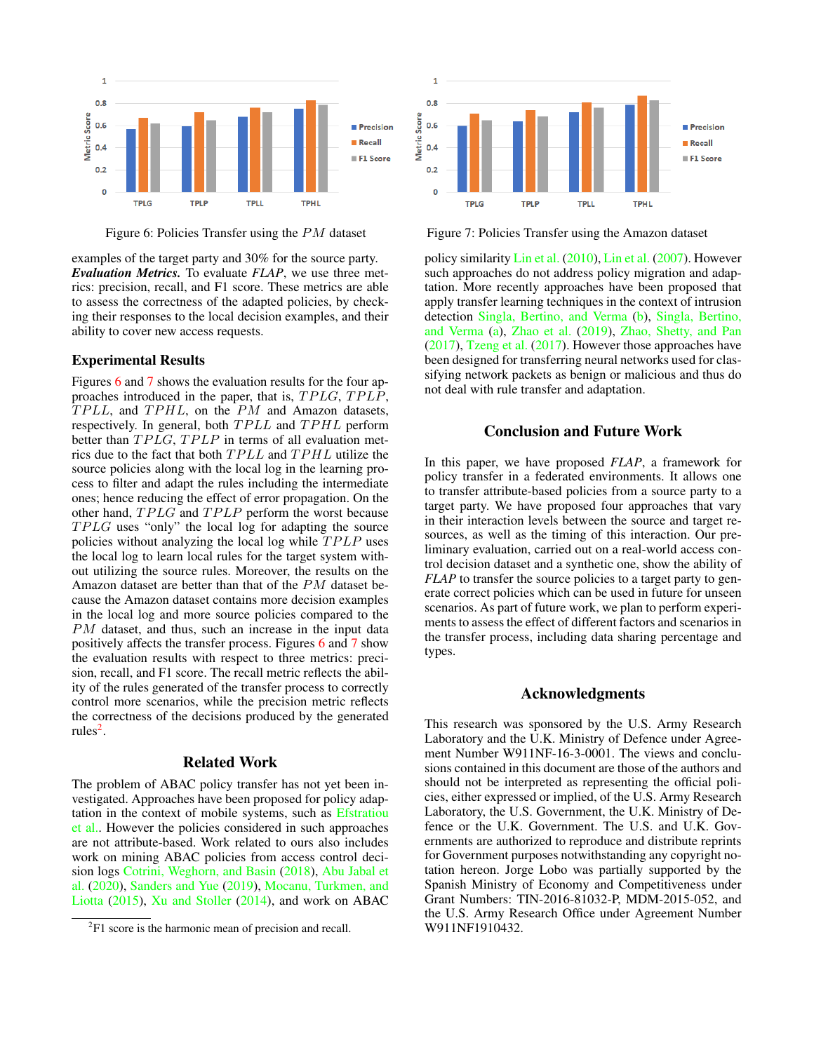Figure 6: Policies Transfer using the $PM$ dataset

Figure 7: Policies Transfer using the Amazon dataset

examples of the target party and 30% for the source party.

***Evaluation Metrics.*** To evaluate *FLAP*, we use three metrics: precision, recall, and F1 score. These metrics are able to assess the correctness of the adapted policies, by checking their responses to the local decision examples, and their ability to cover new access requests.

### Experimental Results

Figures 6 and 7 shows the evaluation results for the four approaches introduced in the paper, that is, $TPLG$, $TPLP$, $TPLL$, and $TPHL$, on the $PM$ and Amazon datasets, respectively. In general, both $TPLL$ and $TPHL$ perform better than $TPLG$, $TPLP$ in terms of all evaluation metrics due to the fact that both $TPLL$ and $TPHL$ utilize the source policies along with the local log in the learning process to filter and adapt the rules including the intermediate ones; hence reducing the effect of error propagation. On the other hand, $TPLG$ and $TPLP$ perform the worst because $TPLG$ uses "only" the local log for adapting the source policies without analyzing the local log while $TPLP$ uses the local log to learn local rules for the target system without utilizing the source rules. Moreover, the results on the Amazon dataset are better than that of the $PM$ dataset because the Amazon dataset contains more decision examples in the local log and more source policies compared to the $PM$ dataset, and thus, such an increase in the input data positively affects the transfer process. Figures 6 and 7 show the evaluation results with respect to three metrics: precision, recall, and F1 score. The recall metric reflects the ability of the rules generated of the transfer process to correctly control more scenarios, while the precision metric reflects the correctness of the decisions produced by the generated rules[2].

## Related Work

The problem of ABAC policy transfer has not yet been investigated. Approaches have been proposed for policy adaptation in the context of mobile systems, such as Efstratiou et al.. However the policies considered in such approaches are not attribute-based. Work related to ours also includes work on mining ABAC policies from access control decision logs Cotrini, Weghorn, and Basin (2018), Abu Jabal et al. (2020), Sanders and Yue (2019), Mocanu, Turkmen, and Liotta (2015), Xu and Stoller (2014), and work on ABAC policy similarity Lin et al. (2010), Lin et al. (2007). However such approaches do not address policy migration and adaptation. More recently approaches have been proposed that apply transfer learning techniques in the context of intrusion detection Singla, Bertino, and Verma (b), Singla, Bertino, and Verma (a), Zhao et al. (2019), Zhao, Shetty, and Pan (2017), Tzeng et al. (2017). However those approaches have been designed for transferring neural networks used for classifying network packets as benign or malicious and thus do not deal with rule transfer and adaptation.

## Conclusion and Future Work

In this paper, we have proposed *FLAP*, a framework for policy transfer in a federated environments. It allows one to transfer attribute-based policies from a source party to a target party. We have proposed four approaches that vary in their interaction levels between the source and target resources, as well as the timing of this interaction. Our preliminary evaluation, carried out on a real-world access control decision dataset and a synthetic one, show the ability of *FLAP* to transfer the source policies to a target party to generate correct policies which can be used in future for unseen scenarios. As part of future work, we plan to perform experiments to assess the effect of different factors and scenarios in the transfer process, including data sharing percentage and types.

## Acknowledgments

This research was sponsored by the U.S. Army Research Laboratory and the U.K. Ministry of Defence under Agreement Number W911NF-16-3-0001. The views and conclusions contained in this document are those of the authors and should not be interpreted as representing the official policies, either expressed or implied, of the U.S. Army Research Laboratory, the U.S. Government, the U.K. Ministry of Defence or the U.K. Government. The U.S. and U.K. Governments are authorized to reproduce and distribute reprints for Government purposes notwithstanding any copyright notation hereon. Jorge Lobo was partially supported by the Spanish Ministry of Economy and Competitiveness under Grant Numbers: TIN-2016-81032-P, MDM-2015-052, and the U.S. Army Research Office under Agreement Number W911NF1910432.

[2] F1 score is the harmonic mean of precision and recall.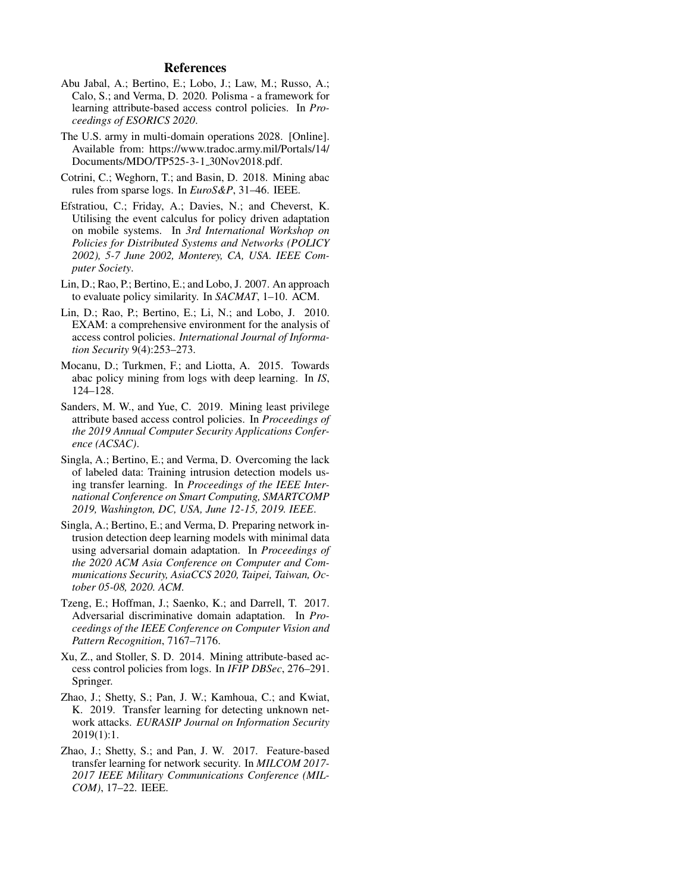## References

Abu Jabal, A.; Bertino, E.; Lobo, J.; Law, M.; Russo, A.; Calo, S.; and Verma, D. 2020. Polisma - a framework for learning attribute-based access control policies. In *Proceedings of ESORICS 2020*.

The U.S. army in multi-domain operations 2028. [Online]. Available from: https://www.tradoc.army.mil/Portals/14/Documents/MDO/TP525-3-1_30Nov2018.pdf.

Cotrini, C.; Weghorn, T.; and Basin, D. 2018. Mining abac rules from sparse logs. In *EuroS&P*, 31–46. IEEE.

Efstratiou, C.; Friday, A.; Davies, N.; and Cheverst, K. Utilising the event calculus for policy driven adaptation on mobile systems. In *3rd International Workshop on Policies for Distributed Systems and Networks (POLICY 2002), 5-7 June 2002, Monterey, CA, USA. IEEE Computer Society*.

Lin, D.; Rao, P.; Bertino, E.; and Lobo, J. 2007. An approach to evaluate policy similarity. In *SACMAT*, 1–10. ACM.

Lin, D.; Rao, P.; Bertino, E.; Li, N.; and Lobo, J. 2010. EXAM: a comprehensive environment for the analysis of access control policies. *International Journal of Information Security* 9(4):253–273.

Mocanu, D.; Turkmen, F.; and Liotta, A. 2015. Towards abac policy mining from logs with deep learning. In *IS*, 124–128.

Sanders, M. W., and Yue, C. 2019. Mining least privilege attribute based access control policies. In *Proceedings of the 2019 Annual Computer Security Applications Conference (ACSAC)*.

Singla, A.; Bertino, E.; and Verma, D. Overcoming the lack of labeled data: Training intrusion detection models using transfer learning. In *Proceedings of the IEEE International Conference on Smart Computing, SMARTCOMP 2019, Washington, DC, USA, June 12-15, 2019. IEEE*.

Singla, A.; Bertino, E.; and Verma, D. Preparing network intrusion detection deep learning models with minimal data using adversarial domain adaptation. In *Proceedings of the 2020 ACM Asia Conference on Computer and Communications Security, AsiaCCS 2020, Taipei, Taiwan, October 05-08, 2020. ACM.*

Tzeng, E.; Hoffman, J.; Saenko, K.; and Darrell, T. 2017. Adversarial discriminative domain adaptation. In *Proceedings of the IEEE Conference on Computer Vision and Pattern Recognition*, 7167–7176.

Xu, Z., and Stoller, S. D. 2014. Mining attribute-based access control policies from logs. In *IFIP DBSec*, 276–291. Springer.

Zhao, J.; Shetty, S.; Pan, J. W.; Kamhoua, C.; and Kwiat, K. 2019. Transfer learning for detecting unknown network attacks. *EURASIP Journal on Information Security* 2019(1):1.

Zhao, J.; Shetty, S.; and Pan, J. W. 2017. Feature-based transfer learning for network security. In *MILCOM 2017-2017 IEEE Military Communications Conference (MILCOM)*, 17–22. IEEE.